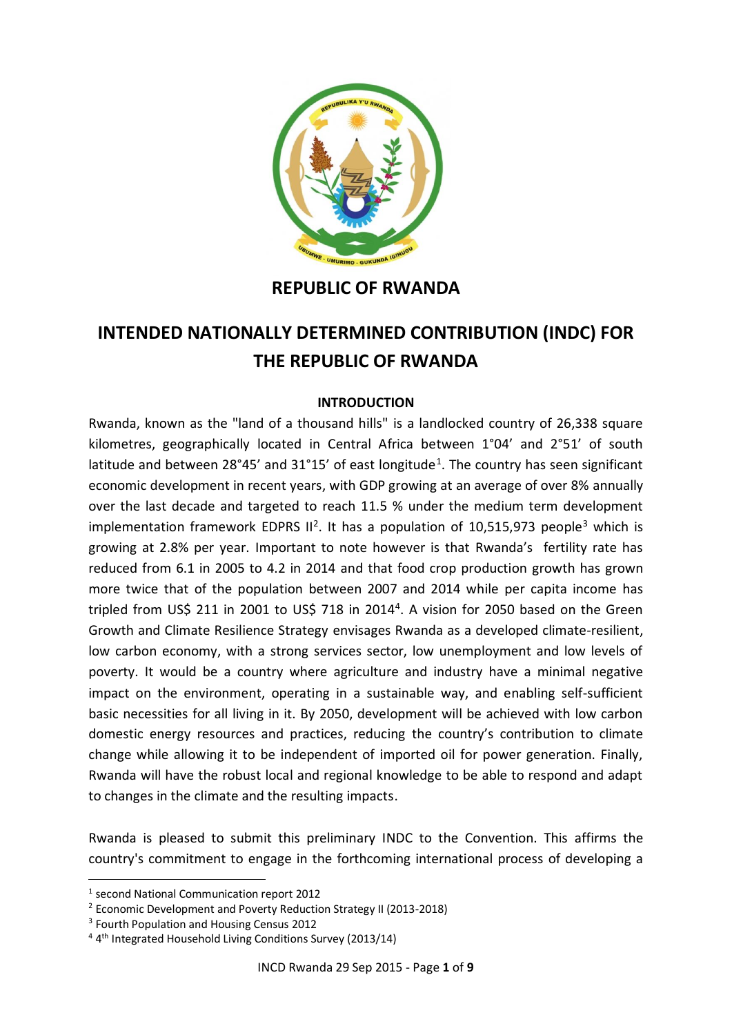# REPUBLIC OF RWANDA

# INTENDED NATIONALLY DETERMINED CONTRIBUTION (INDC) FOR THE REPUBLIC OF RWANDA

## INTRODUCTION

Rwanda, known as the "land of a thousand hills" is a landlocked country of 26,338 square kilometres, geographically located in Central Africa between 1°04' and 2°51' of south latitude and between 28°45' and 31°15' of east longitude[1]. The country has seen significant economic development in recent years, with GDP growing at an average of over 8% annually over the last decade and targeted to reach 11.5 % under the medium term development implementation framework EDPRS II[2]. It has a population of 10,515,973 people[3] which is growing at 2.8% per year. Important to note however is that Rwanda's fertility rate has reduced from 6.1 in 2005 to 4.2 in 2014 and that food crop production growth has grown more twice that of the population between 2007 and 2014 while per capita income has tripled from US$ 211 in 2001 to US$ 718 in 2014[4]. A vision for 2050 based on the Green Growth and Climate Resilience Strategy envisages Rwanda as a developed climate-resilient, low carbon economy, with a strong services sector, low unemployment and low levels of poverty. It would be a country where agriculture and industry have a minimal negative impact on the environment, operating in a sustainable way, and enabling self-sufficient basic necessities for all living in it. By 2050, development will be achieved with low carbon domestic energy resources and practices, reducing the country's contribution to climate change while allowing it to be independent of imported oil for power generation. Finally, Rwanda will have the robust local and regional knowledge to be able to respond and adapt to changes in the climate and the resulting impacts.

Rwanda is pleased to submit this preliminary INDC to the Convention. This affirms the country's commitment to engage in the forthcoming international process of developing a

---

[1] second National Communication report 2012

[2] Economic Development and Poverty Reduction Strategy II (2013-2018)

[3] Fourth Population and Housing Census 2012

[4] 4th Integrated Household Living Conditions Survey (2013/14)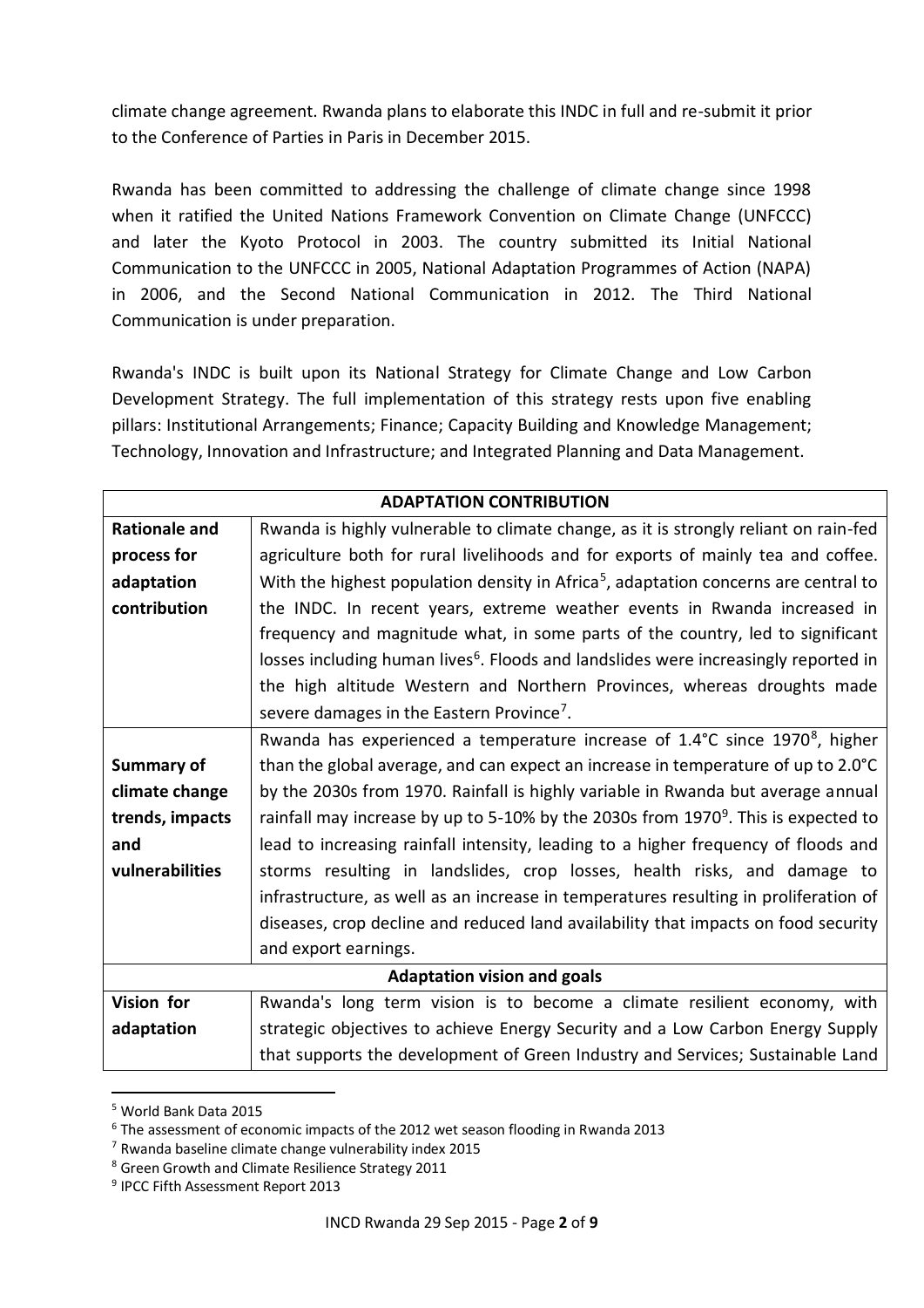climate change agreement. Rwanda plans to elaborate this INDC in full and re-submit it prior to the Conference of Parties in Paris in December 2015.

Rwanda has been committed to addressing the challenge of climate change since 1998 when it ratified the United Nations Framework Convention on Climate Change (UNFCCC) and later the Kyoto Protocol in 2003. The country submitted its Initial National Communication to the UNFCCC in 2005, National Adaptation Programmes of Action (NAPA) in 2006, and the Second National Communication in 2012. The Third National Communication is under preparation.

Rwanda's INDC is built upon its National Strategy for Climate Change and Low Carbon Development Strategy. The full implementation of this strategy rests upon five enabling pillars: Institutional Arrangements; Finance; Capacity Building and Knowledge Management; Technology, Innovation and Infrastructure; and Integrated Planning and Data Management.

| **ADAPTATION CONTRIBUTION** | |
|---|---|
| **Rationale and process for adaptation contribution** | Rwanda is highly vulnerable to climate change, as it is strongly reliant on rain-fed agriculture both for rural livelihoods and for exports of mainly tea and coffee. With the highest population density in Africa[5], adaptation concerns are central to the INDC. In recent years, extreme weather events in Rwanda increased in frequency and magnitude what, in some parts of the country, led to significant losses including human lives[6]. Floods and landslides were increasingly reported in the high altitude Western and Northern Provinces, whereas droughts made severe damages in the Eastern Province[7]. |
| **Summary of climate change trends, impacts and vulnerabilities** | Rwanda has experienced a temperature increase of 1.4°C since 1970[8], higher than the global average, and can expect an increase in temperature of up to 2.0°C by the 2030s from 1970. Rainfall is highly variable in Rwanda but average annual rainfall may increase by up to 5-10% by the 2030s from 1970[9]. This is expected to lead to increasing rainfall intensity, leading to a higher frequency of floods and storms resulting in landslides, crop losses, health risks, and damage to infrastructure, as well as an increase in temperatures resulting in proliferation of diseases, crop decline and reduced land availability that impacts on food security and export earnings. |
| **Adaptation vision and goals** | |
| **Vision for adaptation** | Rwanda's long term vision is to become a climate resilient economy, with strategic objectives to achieve Energy Security and a Low Carbon Energy Supply that supports the development of Green Industry and Services; Sustainable Land |

[5] World Bank Data 2015

[6] The assessment of economic impacts of the 2012 wet season flooding in Rwanda 2013

[7] Rwanda baseline climate change vulnerability index 2015

[8] Green Growth and Climate Resilience Strategy 2011

[9] IPCC Fifth Assessment Report 2013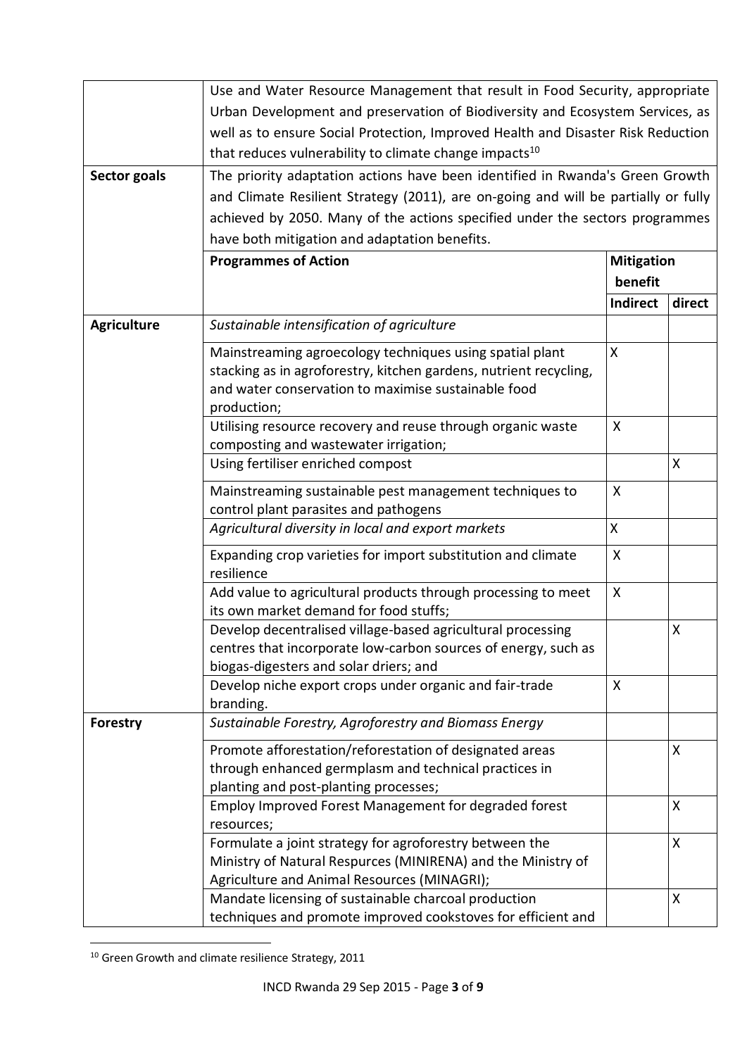| | | | |
|---|---|---|---|
| | Use and Water Resource Management that result in Food Security, appropriate Urban Development and preservation of Biodiversity and Ecosystem Services, as well as to ensure Social Protection, Improved Health and Disaster Risk Reduction that reduces vulnerability to climate change impacts[10] | | |
| **Sector goals** | The priority adaptation actions have been identified in Rwanda's Green Growth and Climate Resilient Strategy (2011), are on-going and will be partially or fully achieved by 2050. Many of the actions specified under the sectors programmes have both mitigation and adaptation benefits. | | |
| | **Programmes of Action** | **Mitigation benefit** | |
| | | **Indirect** | **direct** |
| **Agriculture** | *Sustainable intensification of agriculture* | | |
| | Mainstreaming agroecology techniques using spatial plant stacking as in agroforestry, kitchen gardens, nutrient recycling, and water conservation to maximise sustainable food production; | X | |
| | Utilising resource recovery and reuse through organic waste composting and wastewater irrigation; | X | |
| | Using fertiliser enriched compost | | X |
| | Mainstreaming sustainable pest management techniques to control plant parasites and pathogens | X | |
| | *Agricultural diversity in local and export markets* | X | |
| | Expanding crop varieties for import substitution and climate resilience | X | |
| | Add value to agricultural products through processing to meet its own market demand for food stuffs; | X | |
| | Develop decentralised village-based agricultural processing centres that incorporate low-carbon sources of energy, such as biogas-digesters and solar driers; and | | X |
| | Develop niche export crops under organic and fair-trade branding. | X | |
| **Forestry** | *Sustainable Forestry, Agroforestry and Biomass Energy* | | |
| | Promote afforestation/reforestation of designated areas through enhanced germplasm and technical practices in planting and post-planting processes; | | X |
| | Employ Improved Forest Management for degraded forest resources; | | X |
| | Formulate a joint strategy for agroforestry between the Ministry of Natural Respurces (MINIRENA) and the Ministry of Agriculture and Animal Resources (MINAGRI); | | X |
| | Mandate licensing of sustainable charcoal production techniques and promote improved cookstoves for efficient and | | X |

[10] Green Growth and climate resilience Strategy, 2011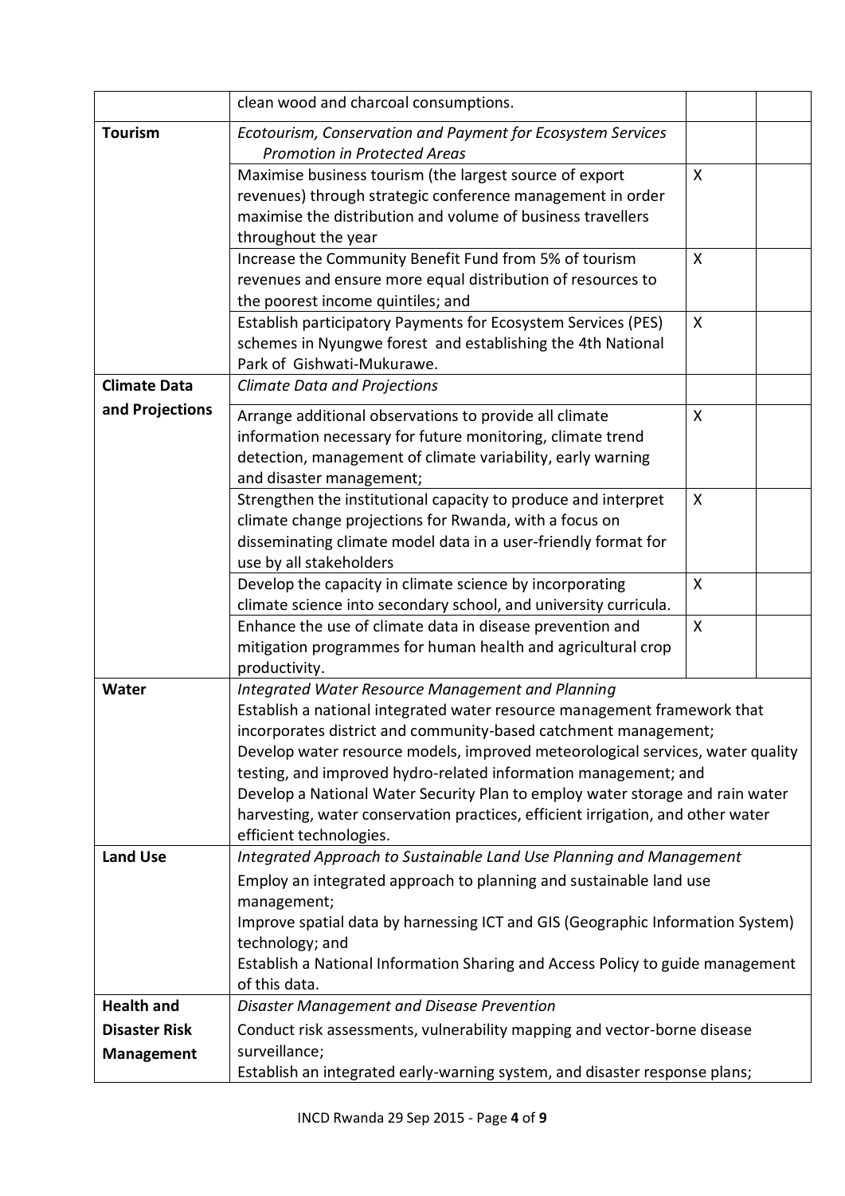| | | | |
|---|---|---|---|
| | clean wood and charcoal consumptions. | | |
| **Tourism** | *Ecotourism, Conservation and Payment for Ecosystem Services Promotion in Protected Areas* | | |
| | Maximise business tourism (the largest source of export revenues) through strategic conference management in order maximise the distribution and volume of business travellers throughout the year | X | |
| | Increase the Community Benefit Fund from 5% of tourism revenues and ensure more equal distribution of resources to the poorest income quintiles; and | X | |
| | Establish participatory Payments for Ecosystem Services (PES) schemes in Nyungwe forest and establishing the 4th National Park of Gishwati-Mukurawe. | X | |
| **Climate Data and Projections** | *Climate Data and Projections* | | |
| | Arrange additional observations to provide all climate information necessary for future monitoring, climate trend detection, management of climate variability, early warning and disaster management; | X | |
| | Strengthen the institutional capacity to produce and interpret climate change projections for Rwanda, with a focus on disseminating climate model data in a user-friendly format for use by all stakeholders | X | |
| | Develop the capacity in climate science by incorporating climate science into secondary school, and university curricula. | X | |
| | Enhance the use of climate data in disease prevention and mitigation programmes for human health and agricultural crop productivity. | X | |
| **Water** | *Integrated Water Resource Management and Planning*<br>Establish a national integrated water resource management framework that incorporates district and community-based catchment management;<br>Develop water resource models, improved meteorological services, water quality testing, and improved hydro-related information management; and<br>Develop a National Water Security Plan to employ water storage and rain water harvesting, water conservation practices, efficient irrigation, and other water efficient technologies. | | |
| **Land Use** | *Integrated Approach to Sustainable Land Use Planning and Management*<br>Employ an integrated approach to planning and sustainable land use management;<br>Improve spatial data by harnessing ICT and GIS (Geographic Information System) technology; and<br>Establish a National Information Sharing and Access Policy to guide management of this data. | | |
| **Health and Disaster Risk Management** | *Disaster Management and Disease Prevention*<br>Conduct risk assessments, vulnerability mapping and vector-borne disease surveillance;<br>Establish an integrated early-warning system, and disaster response plans; | | |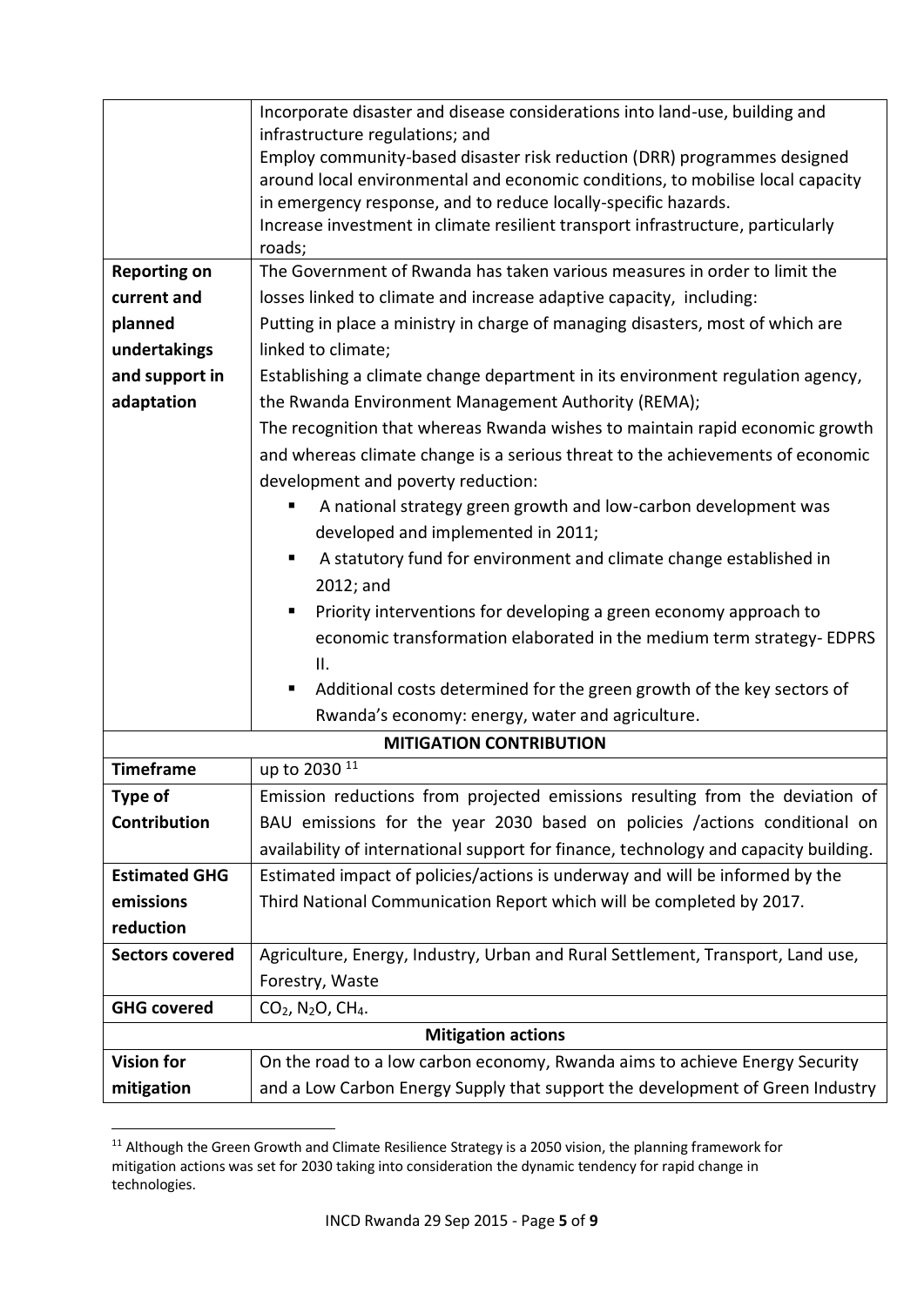| | |
|---|---|
| | Incorporate disaster and disease considerations into land-use, building and infrastructure regulations; and<br>Employ community-based disaster risk reduction (DRR) programmes designed around local environmental and economic conditions, to mobilise local capacity in emergency response, and to reduce locally-specific hazards.<br>Increase investment in climate resilient transport infrastructure, particularly roads; |
| **Reporting on current and planned undertakings and support in adaptation** | The Government of Rwanda has taken various measures in order to limit the losses linked to climate and increase adaptive capacity, including:<br>Putting in place a ministry in charge of managing disasters, most of which are linked to climate;<br>Establishing a climate change department in its environment regulation agency, the Rwanda Environment Management Authority (REMA);<br>The recognition that whereas Rwanda wishes to maintain rapid economic growth and whereas climate change is a serious threat to the achievements of economic development and poverty reduction:<br>▪ A national strategy green growth and low-carbon development was developed and implemented in 2011;<br>▪ A statutory fund for environment and climate change established in 2012; and<br>▪ Priority interventions for developing a green economy approach to economic transformation elaborated in the medium term strategy- EDPRS II.<br>▪ Additional costs determined for the green growth of the key sectors of Rwanda's economy: energy, water and agriculture. |
| **MITIGATION CONTRIBUTION** | |
| **Timeframe** | up to 2030 [11] |
| **Type of Contribution** | Emission reductions from projected emissions resulting from the deviation of BAU emissions for the year 2030 based on policies /actions conditional on availability of international support for finance, technology and capacity building. |
| **Estimated GHG emissions reduction** | Estimated impact of policies/actions is underway and will be informed by the Third National Communication Report which will be completed by 2017. |
| **Sectors covered** | Agriculture, Energy, Industry, Urban and Rural Settlement, Transport, Land use, Forestry, Waste |
| **GHG covered** | $CO_2$, $N_2O$, $CH_4$. |
| **Mitigation actions** | |
| **Vision for mitigation** | On the road to a low carbon economy, Rwanda aims to achieve Energy Security and a Low Carbon Energy Supply that support the development of Green Industry |

[11] Although the Green Growth and Climate Resilience Strategy is a 2050 vision, the planning framework for mitigation actions was set for 2030 taking into consideration the dynamic tendency for rapid change in technologies.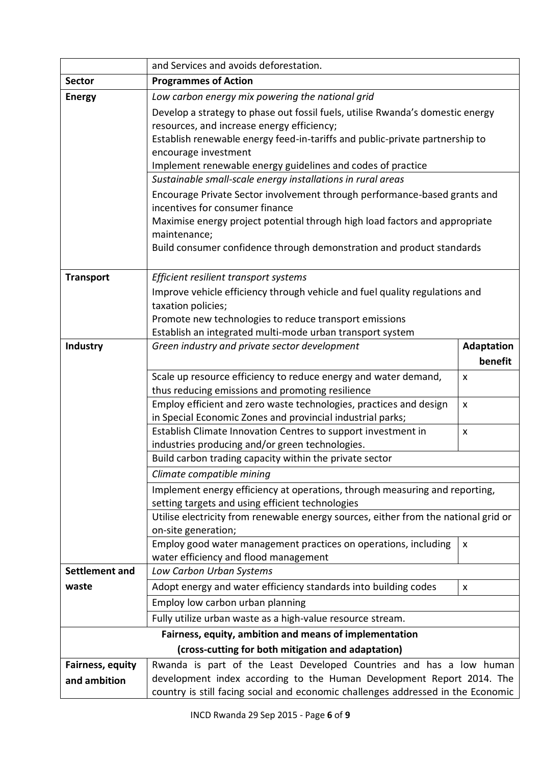| | | |
|---|---|---|
| | and Services and avoids deforestation. | |
| **Sector** | **Programmes of Action** | |
| **Energy** | *Low carbon energy mix powering the national grid*<br>Develop a strategy to phase out fossil fuels, utilise Rwanda's domestic energy resources, and increase energy efficiency;<br>Establish renewable energy feed-in-tariffs and public-private partnership to encourage investment<br>Implement renewable energy guidelines and codes of practice | |
| | *Sustainable small-scale energy installations in rural areas*<br>Encourage Private Sector involvement through performance-based grants and incentives for consumer finance<br>Maximise energy project potential through high load factors and appropriate maintenance;<br>Build consumer confidence through demonstration and product standards | |
| **Transport** | *Efficient resilient transport systems*<br>Improve vehicle efficiency through vehicle and fuel quality regulations and taxation policies;<br>Promote new technologies to reduce transport emissions<br>Establish an integrated multi-mode urban transport system | |
| **Industry** | *Green industry and private sector development* | **Adaptation benefit** |
| | Scale up resource efficiency to reduce energy and water demand, thus reducing emissions and promoting resilience | x |
| | Employ efficient and zero waste technologies, practices and design in Special Economic Zones and provincial industrial parks; | x |
| | Establish Climate Innovation Centres to support investment in industries producing and/or green technologies. | x |
| | Build carbon trading capacity within the private sector | |
| | *Climate compatible mining* | |
| | Implement energy efficiency at operations, through measuring and reporting, setting targets and using efficient technologies | |
| | Utilise electricity from renewable energy sources, either from the national grid or on-site generation; | |
| | Employ good water management practices on operations, including water efficiency and flood management | x |
| **Settlement and waste** | *Low Carbon Urban Systems* | |
| | Adopt energy and water efficiency standards into building codes | x |
| | Employ low carbon urban planning | |
| | Fully utilize urban waste as a high-value resource stream. | |
| **Fairness, equity, ambition and means of implementation (cross-cutting for both mitigation and adaptation)** | | |
| **Fairness, equity and ambition** | Rwanda is part of the Least Developed Countries and has a low human development index according to the Human Development Report 2014. The country is still facing social and economic challenges addressed in the Economic | |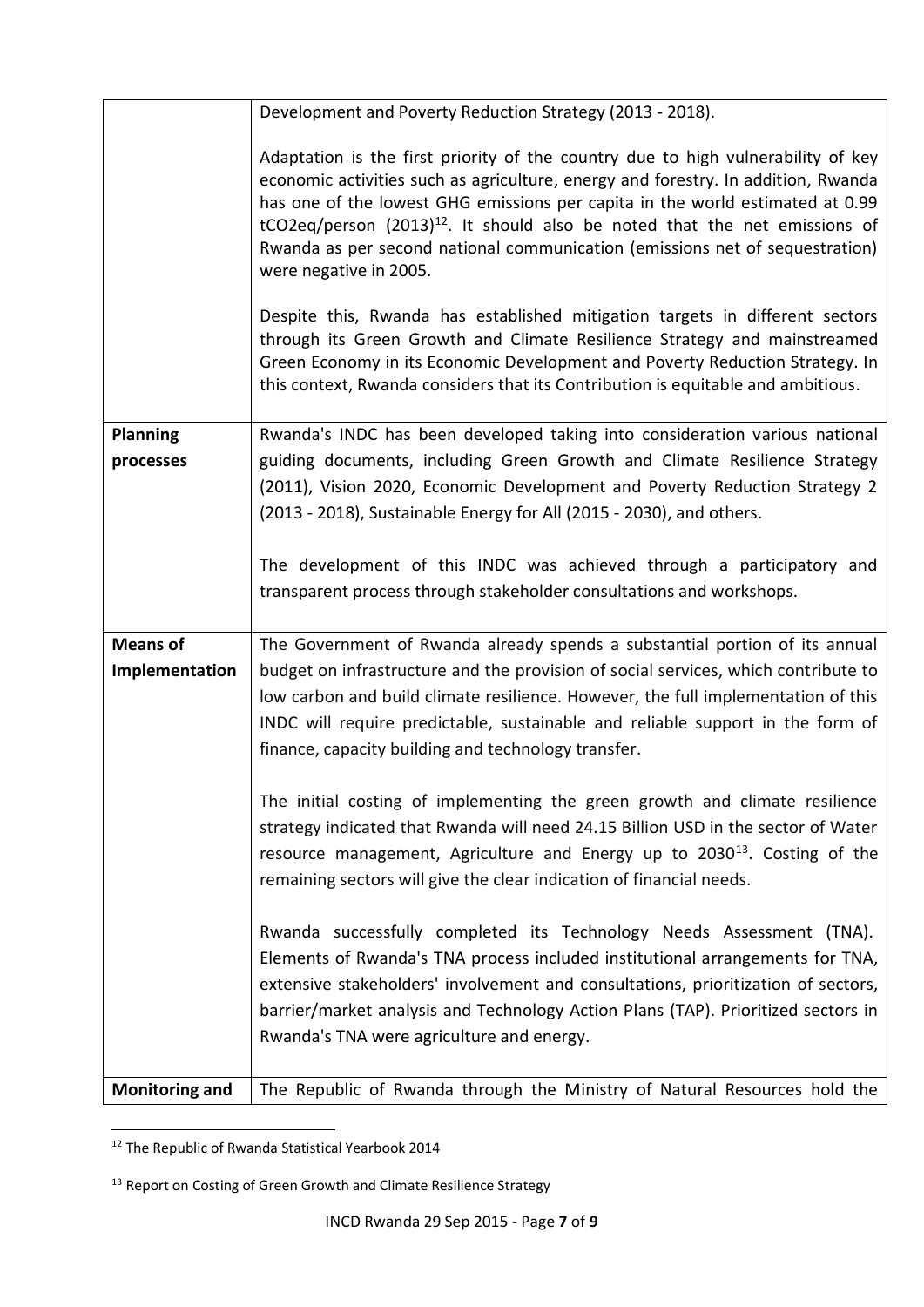| | |
|---|---|
| | Development and Poverty Reduction Strategy (2013 - 2018).<br><br>Adaptation is the first priority of the country due to high vulnerability of key economic activities such as agriculture, energy and forestry. In addition, Rwanda has one of the lowest GHG emissions per capita in the world estimated at 0.99 tCO2eq/person (2013)[12]. It should also be noted that the net emissions of Rwanda as per second national communication (emissions net of sequestration) were negative in 2005.<br><br>Despite this, Rwanda has established mitigation targets in different sectors through its Green Growth and Climate Resilience Strategy and mainstreamed Green Economy in its Economic Development and Poverty Reduction Strategy. In this context, Rwanda considers that its Contribution is equitable and ambitious. |
| **Planning processes** | Rwanda's INDC has been developed taking into consideration various national guiding documents, including Green Growth and Climate Resilience Strategy (2011), Vision 2020, Economic Development and Poverty Reduction Strategy 2 (2013 - 2018), Sustainable Energy for All (2015 - 2030), and others.<br><br>The development of this INDC was achieved through a participatory and transparent process through stakeholder consultations and workshops. |
| **Means of Implementation** | The Government of Rwanda already spends a substantial portion of its annual budget on infrastructure and the provision of social services, which contribute to low carbon and build climate resilience. However, the full implementation of this INDC will require predictable, sustainable and reliable support in the form of finance, capacity building and technology transfer.<br><br>The initial costing of implementing the green growth and climate resilience strategy indicated that Rwanda will need 24.15 Billion USD in the sector of Water resource management, Agriculture and Energy up to 2030[13]. Costing of the remaining sectors will give the clear indication of financial needs.<br><br>Rwanda successfully completed its Technology Needs Assessment (TNA). Elements of Rwanda's TNA process included institutional arrangements for TNA, extensive stakeholders' involvement and consultations, prioritization of sectors, barrier/market analysis and Technology Action Plans (TAP). Prioritized sectors in Rwanda's TNA were agriculture and energy. |
| **Monitoring and** | The Republic of Rwanda through the Ministry of Natural Resources hold the |

[12] The Republic of Rwanda Statistical Yearbook 2014

[13] Report on Costing of Green Growth and Climate Resilience Strategy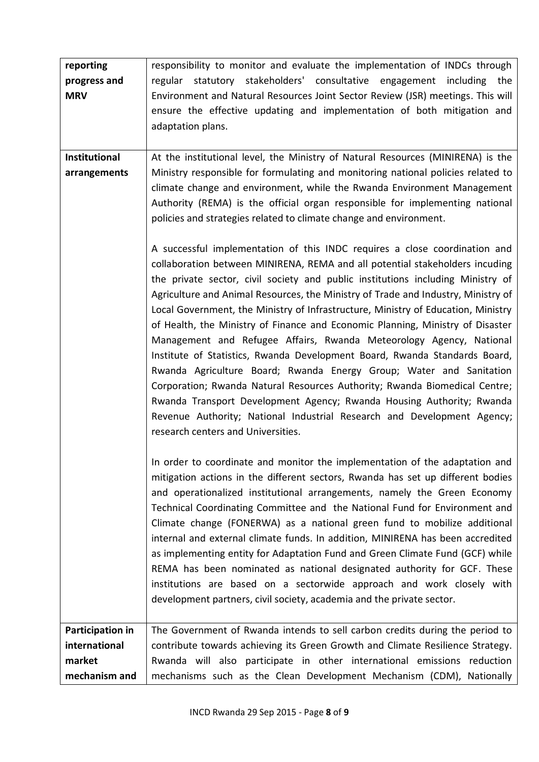| reporting progress and MRV | responsibility to monitor and evaluate the implementation of INDCs through regular statutory stakeholders' consultative engagement including the Environment and Natural Resources Joint Sector Review (JSR) meetings. This will ensure the effective updating and implementation of both mitigation and adaptation plans. |
|---|---|
| **Institutional arrangements** | At the institutional level, the Ministry of Natural Resources (MINIRENA) is the Ministry responsible for formulating and monitoring national policies related to climate change and environment, while the Rwanda Environment Management Authority (REMA) is the official organ responsible for implementing national policies and strategies related to climate change and environment.<br><br>A successful implementation of this INDC requires a close coordination and collaboration between MINIRENA, REMA and all potential stakeholders incuding the private sector, civil society and public institutions including Ministry of Agriculture and Animal Resources, the Ministry of Trade and Industry, Ministry of Local Government, the Ministry of Infrastructure, Ministry of Education, Ministry of Health, the Ministry of Finance and Economic Planning, Ministry of Disaster Management and Refugee Affairs, Rwanda Meteorology Agency, National Institute of Statistics, Rwanda Development Board, Rwanda Standards Board, Rwanda Agriculture Board; Rwanda Energy Group; Water and Sanitation Corporation; Rwanda Natural Resources Authority; Rwanda Biomedical Centre; Rwanda Transport Development Agency; Rwanda Housing Authority; Rwanda Revenue Authority; National Industrial Research and Development Agency; research centers and Universities.<br><br>In order to coordinate and monitor the implementation of the adaptation and mitigation actions in the different sectors, Rwanda has set up different bodies and operationalized institutional arrangements, namely the Green Economy Technical Coordinating Committee and the National Fund for Environment and Climate change (FONERWA) as a national green fund to mobilize additional internal and external climate funds. In addition, MINIRENA has been accredited as implementing entity for Adaptation Fund and Green Climate Fund (GCF) while REMA has been nominated as national designated authority for GCF. These institutions are based on a sectorwide approach and work closely with development partners, civil society, academia and the private sector. |
| **Participation in international market mechanism and** | The Government of Rwanda intends to sell carbon credits during the period to contribute towards achieving its Green Growth and Climate Resilience Strategy. Rwanda will also participate in other international emissions reduction mechanisms such as the Clean Development Mechanism (CDM), Nationally |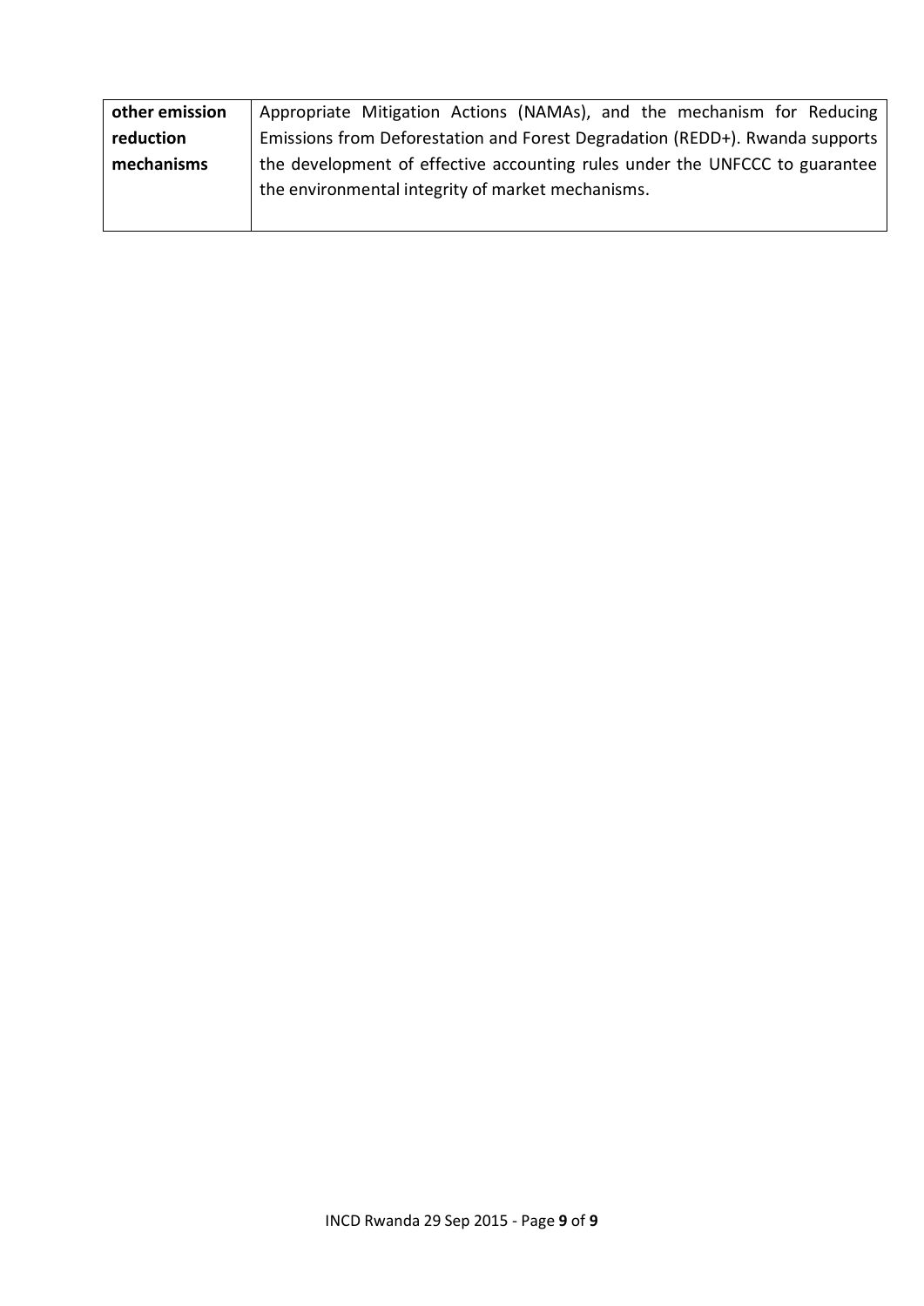| | |
|---|---|
| **other emission reduction mechanisms** | Appropriate Mitigation Actions (NAMAs), and the mechanism for Reducing Emissions from Deforestation and Forest Degradation (REDD+). Rwanda supports the development of effective accounting rules under the UNFCCC to guarantee the environmental integrity of market mechanisms. |